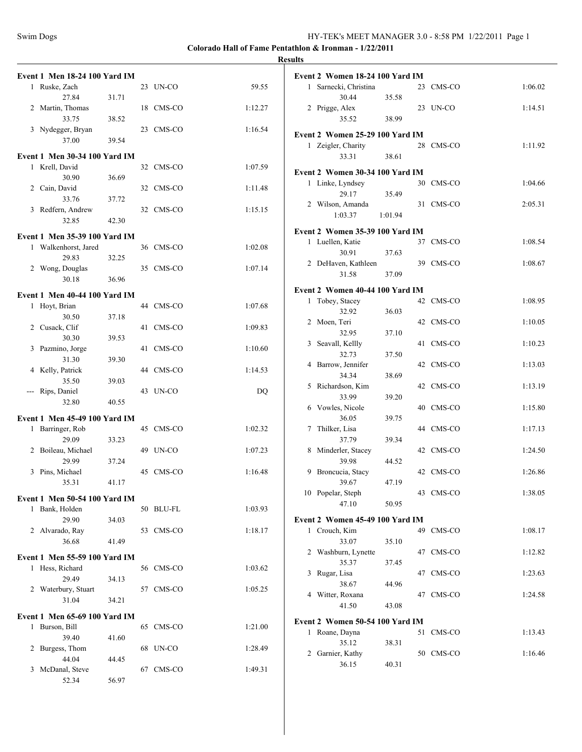**Colorado Hall of Fame Pentathlon & Ironman - 1/22/2011**

**Results**

### Event 1 Men 18-24 100 Yard IM

| Place | Name | Age | Team | Time |
|---|---|---|---|---|
| 1 | Ruske, Zach | 23 | UN-CO | 59.55 |
| | 27.84 31.71 | | | |
| 2 | Martin, Thomas | 18 | CMS-CO | 1:12.27 |
| | 33.75 38.52 | | | |
| 3 | Nydegger, Bryan | 23 | CMS-CO | 1:16.54 |
| | 37.00 39.54 | | | |

### Event 1 Men 30-34 100 Yard IM

| Place | Name | Age | Team | Time |
|---|---|---|---|---|
| 1 | Krell, David | 32 | CMS-CO | 1:07.59 |
| | 30.90 36.69 | | | |
| 2 | Cain, David | 32 | CMS-CO | 1:11.48 |
| | 33.76 37.72 | | | |
| 3 | Redfern, Andrew | 32 | CMS-CO | 1:15.15 |
| | 32.85 42.30 | | | |

### Event 1 Men 35-39 100 Yard IM

| Place | Name | Age | Team | Time |
|---|---|---|---|---|
| 1 | Walkenhorst, Jared | 36 | CMS-CO | 1:02.08 |
| | 29.83 32.25 | | | |
| 2 | Wong, Douglas | 35 | CMS-CO | 1:07.14 |
| | 30.18 36.96 | | | |

### Event 1 Men 40-44 100 Yard IM

| Place | Name | Age | Team | Time |
|---|---|---|---|---|
| 1 | Hoyt, Brian | 44 | CMS-CO | 1:07.68 |
| | 30.50 37.18 | | | |
| 2 | Cusack, Clif | 41 | CMS-CO | 1:09.83 |
| | 30.30 39.53 | | | |
| 3 | Pazmino, Jorge | 41 | CMS-CO | 1:10.60 |
| | 31.30 39.30 | | | |
| 4 | Kelly, Patrick | 44 | CMS-CO | 1:14.53 |
| | 35.50 39.03 | | | |
| --- | Rips, Daniel | 43 | UN-CO | DQ |
| | 32.80 40.55 | | | |

### Event 1 Men 45-49 100 Yard IM

| Place | Name | Age | Team | Time |
|---|---|---|---|---|
| 1 | Barringer, Rob | 45 | CMS-CO | 1:02.32 |
| | 29.09 33.23 | | | |
| 2 | Boileau, Michael | 49 | UN-CO | 1:07.23 |
| | 29.99 37.24 | | | |
| 3 | Pins, Michael | 45 | CMS-CO | 1:16.48 |
| | 35.31 41.17 | | | |

### Event 1 Men 50-54 100 Yard IM

| Place | Name | Age | Team | Time |
|---|---|---|---|---|
| 1 | Bank, Holden | 50 | BLU-FL | 1:03.93 |
| | 29.90 34.03 | | | |
| 2 | Alvarado, Ray | 53 | CMS-CO | 1:18.17 |
| | 36.68 41.49 | | | |

### Event 1 Men 55-59 100 Yard IM

| Place | Name | Age | Team | Time |
|---|---|---|---|---|
| 1 | Hess, Richard | 56 | CMS-CO | 1:03.62 |
| | 29.49 34.13 | | | |
| 2 | Waterbury, Stuart | 57 | CMS-CO | 1:05.25 |
| | 31.04 34.21 | | | |

### Event 1 Men 65-69 100 Yard IM

| Place | Name | Age | Team | Time |
|---|---|---|---|---|
| 1 | Burson, Bill | 65 | CMS-CO | 1:21.00 |
| | 39.40 41.60 | | | |
| 2 | Burgess, Thom | 68 | UN-CO | 1:28.49 |
| | 44.04 44.45 | | | |
| 3 | McDanal, Steve | 67 | CMS-CO | 1:49.31 |
| | 52.34 56.97 | | | |

### Event 2 Women 18-24 100 Yard IM

| Place | Name | Age | Team | Time |
|---|---|---|---|---|
| 1 | Sarnecki, Christina | 23 | CMS-CO | 1:06.02 |
| | 30.44 35.58 | | | |
| 2 | Prigge, Alex | 23 | UN-CO | 1:14.51 |
| | 35.52 38.99 | | | |

### Event 2 Women 25-29 100 Yard IM

| Place | Name | Age | Team | Time |
|---|---|---|---|---|
| 1 | Zeigler, Charity | 28 | CMS-CO | 1:11.92 |
| | 33.31 38.61 | | | |

### Event 2 Women 30-34 100 Yard IM

| Place | Name | Age | Team | Time |
|---|---|---|---|---|
| 1 | Linke, Lyndsey | 30 | CMS-CO | 1:04.66 |
| | 29.17 35.49 | | | |
| 2 | Wilson, Amanda | 31 | CMS-CO | 2:05.31 |
| | 1:03.37 1:01.94 | | | |

### Event 2 Women 35-39 100 Yard IM

| Place | Name | Age | Team | Time |
|---|---|---|---|---|
| 1 | Luellen, Katie | 37 | CMS-CO | 1:08.54 |
| | 30.91 37.63 | | | |
| 2 | DeHaven, Kathleen | 39 | CMS-CO | 1:08.67 |
| | 31.58 37.09 | | | |

### Event 2 Women 40-44 100 Yard IM

| Place | Name | Age | Team | Time |
|---|---|---|---|---|
| 1 | Tobey, Stacey | 42 | CMS-CO | 1:08.95 |
| | 32.92 36.03 | | | |
| 2 | Moen, Teri | 42 | CMS-CO | 1:10.05 |
| | 32.95 37.10 | | | |
| 3 | Seavall, Kellly | 41 | CMS-CO | 1:10.23 |
| | 32.73 37.50 | | | |
| 4 | Barrow, Jennifer | 42 | CMS-CO | 1:13.03 |
| | 34.34 38.69 | | | |
| 5 | Richardson, Kim | 42 | CMS-CO | 1:13.19 |
| | 33.99 39.20 | | | |
| 6 | Vowles, Nicole | 40 | CMS-CO | 1:15.80 |
| | 36.05 39.75 | | | |
| 7 | Thilker, Lisa | 44 | CMS-CO | 1:17.13 |
| | 37.79 39.34 | | | |
| 8 | Minderler, Stacey | 42 | CMS-CO | 1:24.50 |
| | 39.98 44.52 | | | |
| 9 | Broncucia, Stacy | 42 | CMS-CO | 1:26.86 |
| | 39.67 47.19 | | | |
| 10 | Popelar, Steph | 43 | CMS-CO | 1:38.05 |
| | 47.10 50.95 | | | |

### Event 2 Women 45-49 100 Yard IM

| Place | Name | Age | Team | Time |
|---|---|---|---|---|
| 1 | Crouch, Kim | 49 | CMS-CO | 1:08.17 |
| | 33.07 35.10 | | | |
| 2 | Washburn, Lynette | 47 | CMS-CO | 1:12.82 |
| | 35.37 37.45 | | | |
| 3 | Rugar, Lisa | 47 | CMS-CO | 1:23.63 |
| | 38.67 44.96 | | | |
| 4 | Witter, Roxana | 47 | CMS-CO | 1:24.58 |
| | 41.50 43.08 | | | |

### Event 2 Women 50-54 100 Yard IM

| Place | Name | Age | Team | Time |
|---|---|---|---|---|
| 1 | Roane, Dayna | 51 | CMS-CO | 1:13.43 |
| | 35.12 38.31 | | | |
| 2 | Garnier, Kathy | 50 | CMS-CO | 1:16.46 |
| | 36.15 40.31 | | | |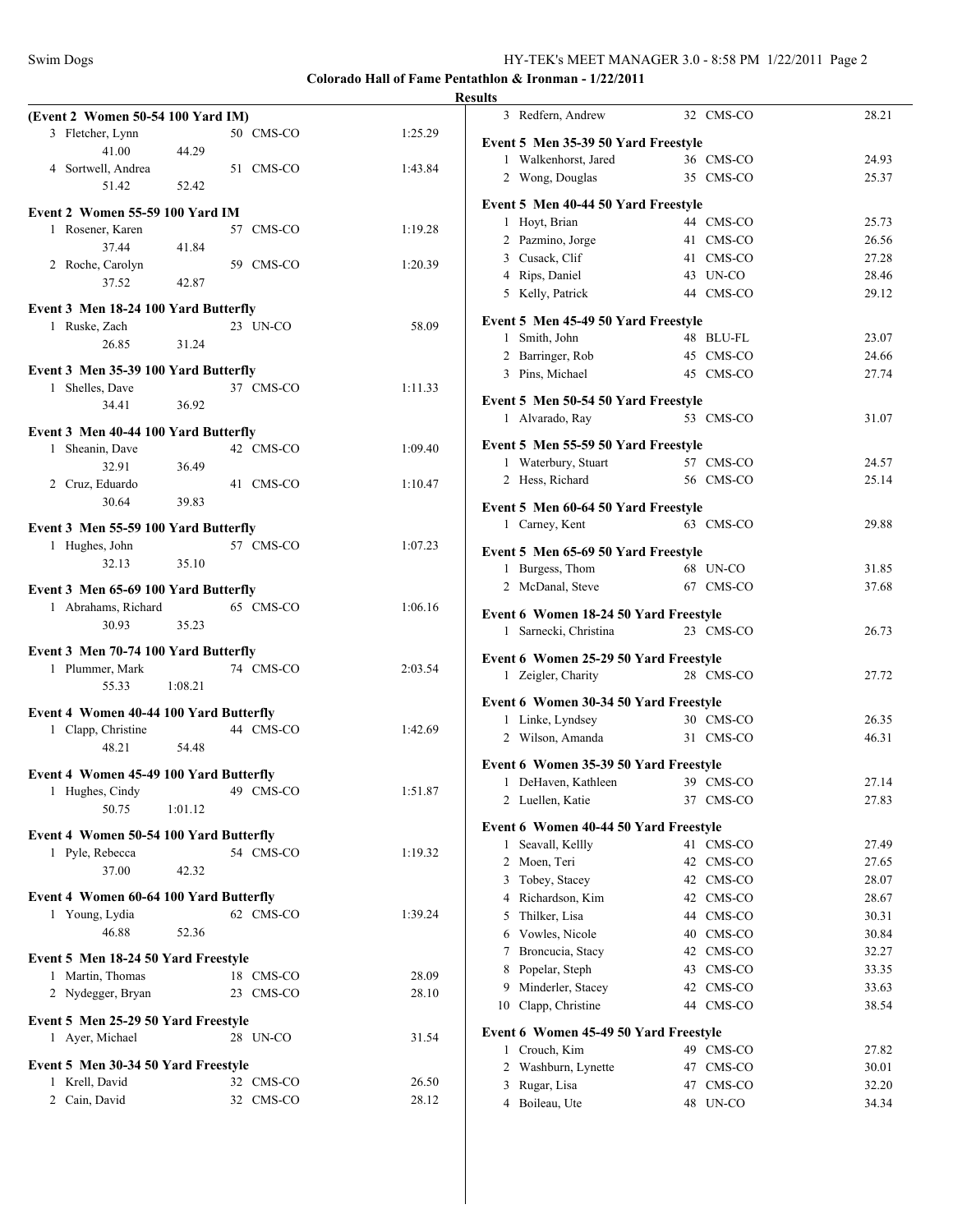**Colorado Hall of Fame Pentathlon & Ironman - 1/22/2011**

**Results**

**(Event 2 Women 50-54 100 Yard IM)**

| Place | Name | Age | Team | Time |
|---|---|---|---|---|
| 3 | Fletcher, Lynn | 50 | CMS-CO | 1:25.29 |
| | 41.00 | 44.29 | | |
| 4 | Sortwell, Andrea | 51 | CMS-CO | 1:43.84 |
| | 51.42 | 52.42 | | |

**Event 2 Women 55-59 100 Yard IM**

| Place | Name | Age | Team | Time |
|---|---|---|---|---|
| 1 | Rosener, Karen | 57 | CMS-CO | 1:19.28 |
| | 37.44 | 41.84 | | |
| 2 | Roche, Carolyn | 59 | CMS-CO | 1:20.39 |
| | 37.52 | 42.87 | | |

**Event 3 Men 18-24 100 Yard Butterfly**

| Place | Name | Age | Team | Time |
|---|---|---|---|---|
| 1 | Ruske, Zach | 23 | UN-CO | 58.09 |
| | 26.85 | 31.24 | | |

**Event 3 Men 35-39 100 Yard Butterfly**

| Place | Name | Age | Team | Time |
|---|---|---|---|---|
| 1 | Shelles, Dave | 37 | CMS-CO | 1:11.33 |
| | 34.41 | 36.92 | | |

**Event 3 Men 40-44 100 Yard Butterfly**

| Place | Name | Age | Team | Time |
|---|---|---|---|---|
| 1 | Sheanin, Dave | 42 | CMS-CO | 1:09.40 |
| | 32.91 | 36.49 | | |
| 2 | Cruz, Eduardo | 41 | CMS-CO | 1:10.47 |
| | 30.64 | 39.83 | | |

**Event 3 Men 55-59 100 Yard Butterfly**

| Place | Name | Age | Team | Time |
|---|---|---|---|---|
| 1 | Hughes, John | 57 | CMS-CO | 1:07.23 |
| | 32.13 | 35.10 | | |

**Event 3 Men 65-69 100 Yard Butterfly**

| Place | Name | Age | Team | Time |
|---|---|---|---|---|
| 1 | Abrahams, Richard | 65 | CMS-CO | 1:06.16 |
| | 30.93 | 35.23 | | |

**Event 3 Men 70-74 100 Yard Butterfly**

| Place | Name | Age | Team | Time |
|---|---|---|---|---|
| 1 | Plummer, Mark | 74 | CMS-CO | 2:03.54 |
| | 55.33 | 1:08.21 | | |

**Event 4 Women 40-44 100 Yard Butterfly**

| Place | Name | Age | Team | Time |
|---|---|---|---|---|
| 1 | Clapp, Christine | 44 | CMS-CO | 1:42.69 |
| | 48.21 | 54.48 | | |

**Event 4 Women 45-49 100 Yard Butterfly**

| Place | Name | Age | Team | Time |
|---|---|---|---|---|
| 1 | Hughes, Cindy | 49 | CMS-CO | 1:51.87 |
| | 50.75 | 1:01.12 | | |

**Event 4 Women 50-54 100 Yard Butterfly**

| Place | Name | Age | Team | Time |
|---|---|---|---|---|
| 1 | Pyle, Rebecca | 54 | CMS-CO | 1:19.32 |
| | 37.00 | 42.32 | | |

**Event 4 Women 60-64 100 Yard Butterfly**

| Place | Name | Age | Team | Time |
|---|---|---|---|---|
| 1 | Young, Lydia | 62 | CMS-CO | 1:39.24 |
| | 46.88 | 52.36 | | |

**Event 5 Men 18-24 50 Yard Freestyle**

| Place | Name | Age | Team | Time |
|---|---|---|---|---|
| 1 | Martin, Thomas | 18 | CMS-CO | 28.09 |
| 2 | Nydegger, Bryan | 23 | CMS-CO | 28.10 |

**Event 5 Men 25-29 50 Yard Freestyle**

| Place | Name | Age | Team | Time |
|---|---|---|---|---|
| 1 | Ayer, Michael | 28 | UN-CO | 31.54 |

**Event 5 Men 30-34 50 Yard Freestyle**

| Place | Name | Age | Team | Time |
|---|---|---|---|---|
| 1 | Krell, David | 32 | CMS-CO | 26.50 |
| 2 | Cain, David | 32 | CMS-CO | 28.12 |
| 3 | Redfern, Andrew | 32 | CMS-CO | 28.21 |

**Event 5 Men 35-39 50 Yard Freestyle**

| Place | Name | Age | Team | Time |
|---|---|---|---|---|
| 1 | Walkenhorst, Jared | 36 | CMS-CO | 24.93 |
| 2 | Wong, Douglas | 35 | CMS-CO | 25.37 |

**Event 5 Men 40-44 50 Yard Freestyle**

| Place | Name | Age | Team | Time |
|---|---|---|---|---|
| 1 | Hoyt, Brian | 44 | CMS-CO | 25.73 |
| 2 | Pazmino, Jorge | 41 | CMS-CO | 26.56 |
| 3 | Cusack, Clif | 41 | CMS-CO | 27.28 |
| 4 | Rips, Daniel | 43 | UN-CO | 28.46 |
| 5 | Kelly, Patrick | 44 | CMS-CO | 29.12 |

**Event 5 Men 45-49 50 Yard Freestyle**

| Place | Name | Age | Team | Time |
|---|---|---|---|---|
| 1 | Smith, John | 48 | BLU-FL | 23.07 |
| 2 | Barringer, Rob | 45 | CMS-CO | 24.66 |
| 3 | Pins, Michael | 45 | CMS-CO | 27.74 |

**Event 5 Men 50-54 50 Yard Freestyle**

| Place | Name | Age | Team | Time |
|---|---|---|---|---|
| 1 | Alvarado, Ray | 53 | CMS-CO | 31.07 |

**Event 5 Men 55-59 50 Yard Freestyle**

| Place | Name | Age | Team | Time |
|---|---|---|---|---|
| 1 | Waterbury, Stuart | 57 | CMS-CO | 24.57 |
| 2 | Hess, Richard | 56 | CMS-CO | 25.14 |

**Event 5 Men 60-64 50 Yard Freestyle**

| Place | Name | Age | Team | Time |
|---|---|---|---|---|
| 1 | Carney, Kent | 63 | CMS-CO | 29.88 |

**Event 5 Men 65-69 50 Yard Freestyle**

| Place | Name | Age | Team | Time |
|---|---|---|---|---|
| 1 | Burgess, Thom | 68 | UN-CO | 31.85 |
| 2 | McDanal, Steve | 67 | CMS-CO | 37.68 |

**Event 6 Women 18-24 50 Yard Freestyle**

| Place | Name | Age | Team | Time |
|---|---|---|---|---|
| 1 | Sarnecki, Christina | 23 | CMS-CO | 26.73 |

**Event 6 Women 25-29 50 Yard Freestyle**

| Place | Name | Age | Team | Time |
|---|---|---|---|---|
| 1 | Zeigler, Charity | 28 | CMS-CO | 27.72 |

**Event 6 Women 30-34 50 Yard Freestyle**

| Place | Name | Age | Team | Time |
|---|---|---|---|---|
| 1 | Linke, Lyndsey | 30 | CMS-CO | 26.35 |
| 2 | Wilson, Amanda | 31 | CMS-CO | 46.31 |

**Event 6 Women 35-39 50 Yard Freestyle**

| Place | Name | Age | Team | Time |
|---|---|---|---|---|
| 1 | DeHaven, Kathleen | 39 | CMS-CO | 27.14 |
| 2 | Luellen, Katie | 37 | CMS-CO | 27.83 |

**Event 6 Women 40-44 50 Yard Freestyle**

| Place | Name | Age | Team | Time |
|---|---|---|---|---|
| 1 | Seavall, Kellly | 41 | CMS-CO | 27.49 |
| 2 | Moen, Teri | 42 | CMS-CO | 27.65 |
| 3 | Tobey, Stacey | 42 | CMS-CO | 28.07 |
| 4 | Richardson, Kim | 42 | CMS-CO | 28.67 |
| 5 | Thilker, Lisa | 44 | CMS-CO | 30.31 |
| 6 | Vowles, Nicole | 40 | CMS-CO | 30.84 |
| 7 | Broncucia, Stacy | 42 | CMS-CO | 32.27 |
| 8 | Popelar, Steph | 43 | CMS-CO | 33.35 |
| 9 | Minderler, Stacey | 42 | CMS-CO | 33.63 |
| 10 | Clapp, Christine | 44 | CMS-CO | 38.54 |

**Event 6 Women 45-49 50 Yard Freestyle**

| Place | Name | Age | Team | Time |
|---|---|---|---|---|
| 1 | Crouch, Kim | 49 | CMS-CO | 27.82 |
| 2 | Washburn, Lynette | 47 | CMS-CO | 30.01 |
| 3 | Rugar, Lisa | 47 | CMS-CO | 32.20 |
| 4 | Boileau, Ute | 48 | UN-CO | 34.34 |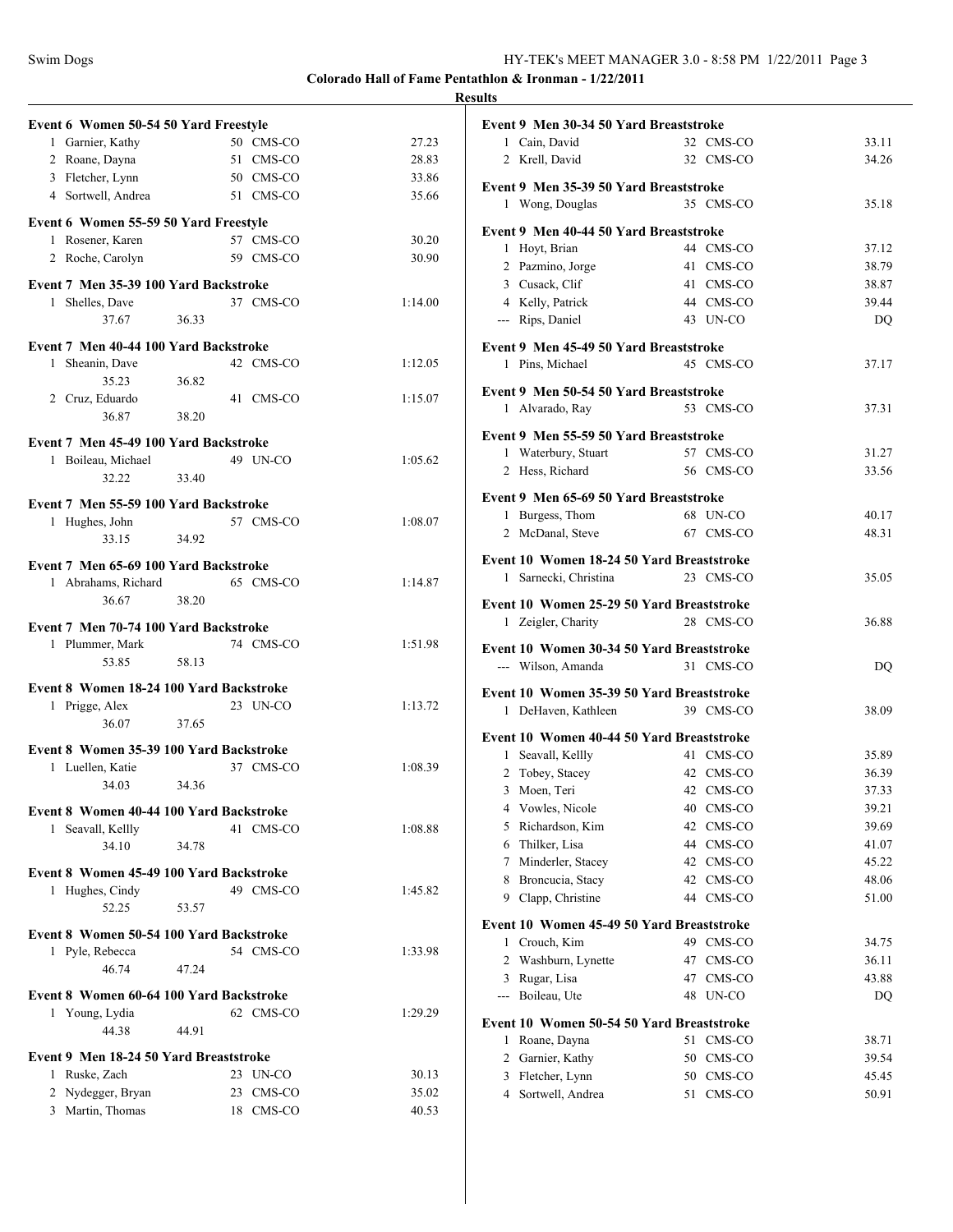**Colorado Hall of Fame Pentathlon & Ironman - 1/22/2011**

**Results**

### Event 6 Women 50-54 50 Yard Freestyle

| Place | Name | Age | Team | Time |
|---|---|---|---|---|
| 1 | Garnier, Kathy | 50 | CMS-CO | 27.23 |
| 2 | Roane, Dayna | 51 | CMS-CO | 28.83 |
| 3 | Fletcher, Lynn | 50 | CMS-CO | 33.86 |
| 4 | Sortwell, Andrea | 51 | CMS-CO | 35.66 |

### Event 6 Women 55-59 50 Yard Freestyle

| Place | Name | Age | Team | Time |
|---|---|---|---|---|
| 1 | Rosener, Karen | 57 | CMS-CO | 30.20 |
| 2 | Roche, Carolyn | 59 | CMS-CO | 30.90 |

### Event 7 Men 35-39 100 Yard Backstroke

| Place | Name | Age | Team | Time |
|---|---|---|---|---|
| 1 | Shelles, Dave | 37 | CMS-CO | 1:14.00 |
| | 37.67 36.33 | | | |

### Event 7 Men 40-44 100 Yard Backstroke

| Place | Name | Age | Team | Time |
|---|---|---|---|---|
| 1 | Sheanin, Dave | 42 | CMS-CO | 1:12.05 |
| | 35.23 36.82 | | | |
| 2 | Cruz, Eduardo | 41 | CMS-CO | 1:15.07 |
| | 36.87 38.20 | | | |

### Event 7 Men 45-49 100 Yard Backstroke

| Place | Name | Age | Team | Time |
|---|---|---|---|---|
| 1 | Boileau, Michael | 49 | UN-CO | 1:05.62 |
| | 32.22 33.40 | | | |

### Event 7 Men 55-59 100 Yard Backstroke

| Place | Name | Age | Team | Time |
|---|---|---|---|---|
| 1 | Hughes, John | 57 | CMS-CO | 1:08.07 |
| | 33.15 34.92 | | | |

### Event 7 Men 65-69 100 Yard Backstroke

| Place | Name | Age | Team | Time |
|---|---|---|---|---|
| 1 | Abrahams, Richard | 65 | CMS-CO | 1:14.87 |
| | 36.67 38.20 | | | |

### Event 7 Men 70-74 100 Yard Backstroke

| Place | Name | Age | Team | Time |
|---|---|---|---|---|
| 1 | Plummer, Mark | 74 | CMS-CO | 1:51.98 |
| | 53.85 58.13 | | | |

### Event 8 Women 18-24 100 Yard Backstroke

| Place | Name | Age | Team | Time |
|---|---|---|---|---|
| 1 | Prigge, Alex | 23 | UN-CO | 1:13.72 |
| | 36.07 37.65 | | | |

### Event 8 Women 35-39 100 Yard Backstroke

| Place | Name | Age | Team | Time |
|---|---|---|---|---|
| 1 | Luellen, Katie | 37 | CMS-CO | 1:08.39 |
| | 34.03 34.36 | | | |

### Event 8 Women 40-44 100 Yard Backstroke

| Place | Name | Age | Team | Time |
|---|---|---|---|---|
| 1 | Seavall, Kellly | 41 | CMS-CO | 1:08.88 |
| | 34.10 34.78 | | | |

### Event 8 Women 45-49 100 Yard Backstroke

| Place | Name | Age | Team | Time |
|---|---|---|---|---|
| 1 | Hughes, Cindy | 49 | CMS-CO | 1:45.82 |
| | 52.25 53.57 | | | |

### Event 8 Women 50-54 100 Yard Backstroke

| Place | Name | Age | Team | Time |
|---|---|---|---|---|
| 1 | Pyle, Rebecca | 54 | CMS-CO | 1:33.98 |
| | 46.74 47.24 | | | |

### Event 8 Women 60-64 100 Yard Backstroke

| Place | Name | Age | Team | Time |
|---|---|---|---|---|
| 1 | Young, Lydia | 62 | CMS-CO | 1:29.29 |
| | 44.38 44.91 | | | |

### Event 9 Men 18-24 50 Yard Breaststroke

| Place | Name | Age | Team | Time |
|---|---|---|---|---|
| 1 | Ruske, Zach | 23 | UN-CO | 30.13 |
| 2 | Nydegger, Bryan | 23 | CMS-CO | 35.02 |
| 3 | Martin, Thomas | 18 | CMS-CO | 40.53 |

### Event 9 Men 30-34 50 Yard Breaststroke

| Place | Name | Age | Team | Time |
|---|---|---|---|---|
| 1 | Cain, David | 32 | CMS-CO | 33.11 |
| 2 | Krell, David | 32 | CMS-CO | 34.26 |

### Event 9 Men 35-39 50 Yard Breaststroke

| Place | Name | Age | Team | Time |
|---|---|---|---|---|
| 1 | Wong, Douglas | 35 | CMS-CO | 35.18 |

### Event 9 Men 40-44 50 Yard Breaststroke

| Place | Name | Age | Team | Time |
|---|---|---|---|---|
| 1 | Hoyt, Brian | 44 | CMS-CO | 37.12 |
| 2 | Pazmino, Jorge | 41 | CMS-CO | 38.79 |
| 3 | Cusack, Clif | 41 | CMS-CO | 38.87 |
| 4 | Kelly, Patrick | 44 | CMS-CO | 39.44 |
| --- | Rips, Daniel | 43 | UN-CO | DQ |

### Event 9 Men 45-49 50 Yard Breaststroke

| Place | Name | Age | Team | Time |
|---|---|---|---|---|
| 1 | Pins, Michael | 45 | CMS-CO | 37.17 |

### Event 9 Men 50-54 50 Yard Breaststroke

| Place | Name | Age | Team | Time |
|---|---|---|---|---|
| 1 | Alvarado, Ray | 53 | CMS-CO | 37.31 |

### Event 9 Men 55-59 50 Yard Breaststroke

| Place | Name | Age | Team | Time |
|---|---|---|---|---|
| 1 | Waterbury, Stuart | 57 | CMS-CO | 31.27 |
| 2 | Hess, Richard | 56 | CMS-CO | 33.56 |

### Event 9 Men 65-69 50 Yard Breaststroke

| Place | Name | Age | Team | Time |
|---|---|---|---|---|
| 1 | Burgess, Thom | 68 | UN-CO | 40.17 |
| 2 | McDanal, Steve | 67 | CMS-CO | 48.31 |

### Event 10 Women 18-24 50 Yard Breaststroke

| Place | Name | Age | Team | Time |
|---|---|---|---|---|
| 1 | Sarnecki, Christina | 23 | CMS-CO | 35.05 |

### Event 10 Women 25-29 50 Yard Breaststroke

| Place | Name | Age | Team | Time |
|---|---|---|---|---|
| 1 | Zeigler, Charity | 28 | CMS-CO | 36.88 |

### Event 10 Women 30-34 50 Yard Breaststroke

| Place | Name | Age | Team | Time |
|---|---|---|---|---|
| --- | Wilson, Amanda | 31 | CMS-CO | DQ |

### Event 10 Women 35-39 50 Yard Breaststroke

| Place | Name | Age | Team | Time |
|---|---|---|---|---|
| 1 | DeHaven, Kathleen | 39 | CMS-CO | 38.09 |

### Event 10 Women 40-44 50 Yard Breaststroke

| Place | Name | Age | Team | Time |
|---|---|---|---|---|
| 1 | Seavall, Kellly | 41 | CMS-CO | 35.89 |
| 2 | Tobey, Stacey | 42 | CMS-CO | 36.39 |
| 3 | Moen, Teri | 42 | CMS-CO | 37.33 |
| 4 | Vowles, Nicole | 40 | CMS-CO | 39.21 |
| 5 | Richardson, Kim | 42 | CMS-CO | 39.69 |
| 6 | Thilker, Lisa | 44 | CMS-CO | 41.07 |
| 7 | Minderler, Stacey | 42 | CMS-CO | 45.22 |
| 8 | Broncucia, Stacy | 42 | CMS-CO | 48.06 |
| 9 | Clapp, Christine | 44 | CMS-CO | 51.00 |

### Event 10 Women 45-49 50 Yard Breaststroke

| Place | Name | Age | Team | Time |
|---|---|---|---|---|
| 1 | Crouch, Kim | 49 | CMS-CO | 34.75 |
| 2 | Washburn, Lynette | 47 | CMS-CO | 36.11 |
| 3 | Rugar, Lisa | 47 | CMS-CO | 43.88 |
| --- | Boileau, Ute | 48 | UN-CO | DQ |

### Event 10 Women 50-54 50 Yard Breaststroke

| Place | Name | Age | Team | Time |
|---|---|---|---|---|
| 1 | Roane, Dayna | 51 | CMS-CO | 38.71 |
| 2 | Garnier, Kathy | 50 | CMS-CO | 39.54 |
| 3 | Fletcher, Lynn | 50 | CMS-CO | 45.45 |
| 4 | Sortwell, Andrea | 51 | CMS-CO | 50.91 |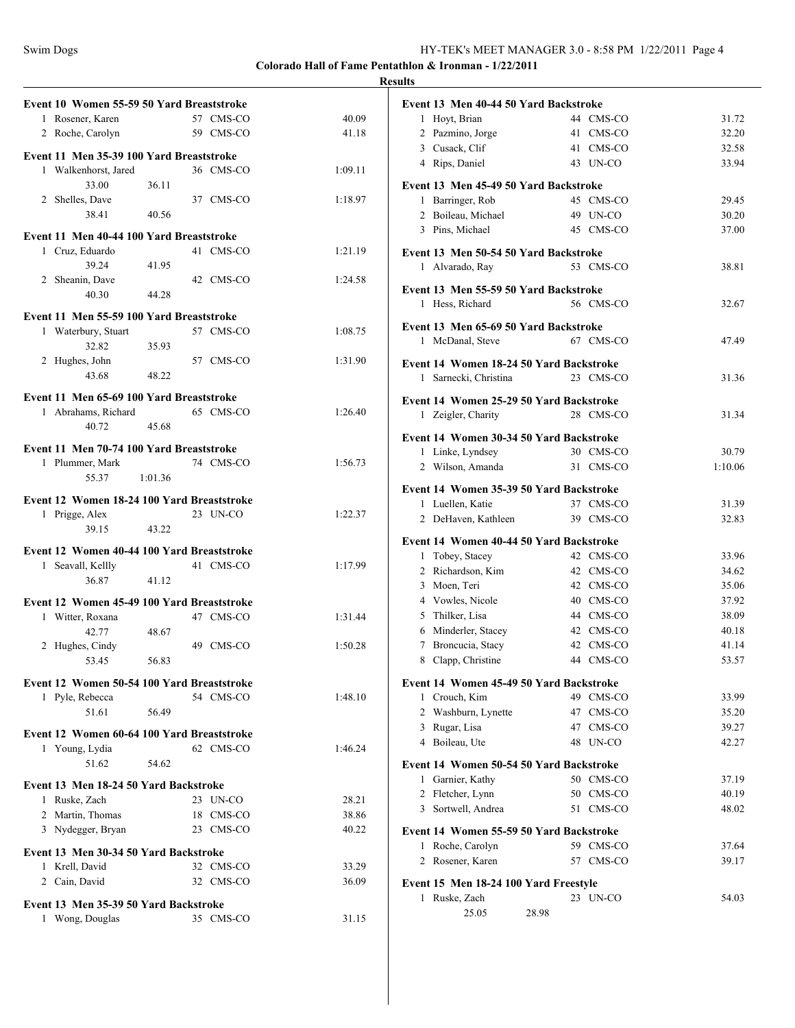**Colorado Hall of Fame Pentathlon & Ironman - 1/22/2011**

**Results**

### Event 10 Women 55-59 50 Yard Breaststroke

| Place | Name | Age | Team | Time |
|---|---|---|---|---|
| 1 | Rosener, Karen | 57 | CMS-CO | 40.09 |
| 2 | Roche, Carolyn | 59 | CMS-CO | 41.18 |

### Event 11 Men 35-39 100 Yard Breaststroke

| Place | Name | Age | Team | Time |
|---|---|---|---|---|
| 1 | Walkenhorst, Jared | 36 | CMS-CO | 1:09.11 |
| | 33.00 36.11 | | | |
| 2 | Shelles, Dave | 37 | CMS-CO | 1:18.97 |
| | 38.41 40.56 | | | |

### Event 11 Men 40-44 100 Yard Breaststroke

| Place | Name | Age | Team | Time |
|---|---|---|---|---|
| 1 | Cruz, Eduardo | 41 | CMS-CO | 1:21.19 |
| | 39.24 41.95 | | | |
| 2 | Sheanin, Dave | 42 | CMS-CO | 1:24.58 |
| | 40.30 44.28 | | | |

### Event 11 Men 55-59 100 Yard Breaststroke

| Place | Name | Age | Team | Time |
|---|---|---|---|---|
| 1 | Waterbury, Stuart | 57 | CMS-CO | 1:08.75 |
| | 32.82 35.93 | | | |
| 2 | Hughes, John | 57 | CMS-CO | 1:31.90 |
| | 43.68 48.22 | | | |

### Event 11 Men 65-69 100 Yard Breaststroke

| Place | Name | Age | Team | Time |
|---|---|---|---|---|
| 1 | Abrahams, Richard | 65 | CMS-CO | 1:26.40 |
| | 40.72 45.68 | | | |

### Event 11 Men 70-74 100 Yard Breaststroke

| Place | Name | Age | Team | Time |
|---|---|---|---|---|
| 1 | Plummer, Mark | 74 | CMS-CO | 1:56.73 |
| | 55.37 1:01.36 | | | |

### Event 12 Women 18-24 100 Yard Breaststroke

| Place | Name | Age | Team | Time |
|---|---|---|---|---|
| 1 | Prigge, Alex | 23 | UN-CO | 1:22.37 |
| | 39.15 43.22 | | | |

### Event 12 Women 40-44 100 Yard Breaststroke

| Place | Name | Age | Team | Time |
|---|---|---|---|---|
| 1 | Seavall, Kellly | 41 | CMS-CO | 1:17.99 |
| | 36.87 41.12 | | | |

### Event 12 Women 45-49 100 Yard Breaststroke

| Place | Name | Age | Team | Time |
|---|---|---|---|---|
| 1 | Witter, Roxana | 47 | CMS-CO | 1:31.44 |
| | 42.77 48.67 | | | |
| 2 | Hughes, Cindy | 49 | CMS-CO | 1:50.28 |
| | 53.45 56.83 | | | |

### Event 12 Women 50-54 100 Yard Breaststroke

| Place | Name | Age | Team | Time |
|---|---|---|---|---|
| 1 | Pyle, Rebecca | 54 | CMS-CO | 1:48.10 |
| | 51.61 56.49 | | | |

### Event 12 Women 60-64 100 Yard Breaststroke

| Place | Name | Age | Team | Time |
|---|---|---|---|---|
| 1 | Young, Lydia | 62 | CMS-CO | 1:46.24 |
| | 51.62 54.62 | | | |

### Event 13 Men 18-24 50 Yard Backstroke

| Place | Name | Age | Team | Time |
|---|---|---|---|---|
| 1 | Ruske, Zach | 23 | UN-CO | 28.21 |
| 2 | Martin, Thomas | 18 | CMS-CO | 38.86 |
| 3 | Nydegger, Bryan | 23 | CMS-CO | 40.22 |

### Event 13 Men 30-34 50 Yard Backstroke

| Place | Name | Age | Team | Time |
|---|---|---|---|---|
| 1 | Krell, David | 32 | CMS-CO | 33.29 |
| 2 | Cain, David | 32 | CMS-CO | 36.09 |

### Event 13 Men 35-39 50 Yard Backstroke

| Place | Name | Age | Team | Time |
|---|---|---|---|---|
| 1 | Wong, Douglas | 35 | CMS-CO | 31.15 |

### Event 13 Men 40-44 50 Yard Backstroke

| Place | Name | Age | Team | Time |
|---|---|---|---|---|
| 1 | Hoyt, Brian | 44 | CMS-CO | 31.72 |
| 2 | Pazmino, Jorge | 41 | CMS-CO | 32.20 |
| 3 | Cusack, Clif | 41 | CMS-CO | 32.58 |
| 4 | Rips, Daniel | 43 | UN-CO | 33.94 |

### Event 13 Men 45-49 50 Yard Backstroke

| Place | Name | Age | Team | Time |
|---|---|---|---|---|
| 1 | Barringer, Rob | 45 | CMS-CO | 29.45 |
| 2 | Boileau, Michael | 49 | UN-CO | 30.20 |
| 3 | Pins, Michael | 45 | CMS-CO | 37.00 |

### Event 13 Men 50-54 50 Yard Backstroke

| Place | Name | Age | Team | Time |
|---|---|---|---|---|
| 1 | Alvarado, Ray | 53 | CMS-CO | 38.81 |

### Event 13 Men 55-59 50 Yard Backstroke

| Place | Name | Age | Team | Time |
|---|---|---|---|---|
| 1 | Hess, Richard | 56 | CMS-CO | 32.67 |

### Event 13 Men 65-69 50 Yard Backstroke

| Place | Name | Age | Team | Time |
|---|---|---|---|---|
| 1 | McDanal, Steve | 67 | CMS-CO | 47.49 |

### Event 14 Women 18-24 50 Yard Backstroke

| Place | Name | Age | Team | Time |
|---|---|---|---|---|
| 1 | Sarnecki, Christina | 23 | CMS-CO | 31.36 |

### Event 14 Women 25-29 50 Yard Backstroke

| Place | Name | Age | Team | Time |
|---|---|---|---|---|
| 1 | Zeigler, Charity | 28 | CMS-CO | 31.34 |

### Event 14 Women 30-34 50 Yard Backstroke

| Place | Name | Age | Team | Time |
|---|---|---|---|---|
| 1 | Linke, Lyndsey | 30 | CMS-CO | 30.79 |
| 2 | Wilson, Amanda | 31 | CMS-CO | 1:10.06 |

### Event 14 Women 35-39 50 Yard Backstroke

| Place | Name | Age | Team | Time |
|---|---|---|---|---|
| 1 | Luellen, Katie | 37 | CMS-CO | 31.39 |
| 2 | DeHaven, Kathleen | 39 | CMS-CO | 32.83 |

### Event 14 Women 40-44 50 Yard Backstroke

| Place | Name | Age | Team | Time |
|---|---|---|---|---|
| 1 | Tobey, Stacey | 42 | CMS-CO | 33.96 |
| 2 | Richardson, Kim | 42 | CMS-CO | 34.62 |
| 3 | Moen, Teri | 42 | CMS-CO | 35.06 |
| 4 | Vowles, Nicole | 40 | CMS-CO | 37.92 |
| 5 | Thilker, Lisa | 44 | CMS-CO | 38.09 |
| 6 | Minderler, Stacey | 42 | CMS-CO | 40.18 |
| 7 | Broncucia, Stacy | 42 | CMS-CO | 41.14 |
| 8 | Clapp, Christine | 44 | CMS-CO | 53.57 |

### Event 14 Women 45-49 50 Yard Backstroke

| Place | Name | Age | Team | Time |
|---|---|---|---|---|
| 1 | Crouch, Kim | 49 | CMS-CO | 33.99 |
| 2 | Washburn, Lynette | 47 | CMS-CO | 35.20 |
| 3 | Rugar, Lisa | 47 | CMS-CO | 39.27 |
| 4 | Boileau, Ute | 48 | UN-CO | 42.27 |

### Event 14 Women 50-54 50 Yard Backstroke

| Place | Name | Age | Team | Time |
|---|---|---|---|---|
| 1 | Garnier, Kathy | 50 | CMS-CO | 37.19 |
| 2 | Fletcher, Lynn | 50 | CMS-CO | 40.19 |
| 3 | Sortwell, Andrea | 51 | CMS-CO | 48.02 |

### Event 14 Women 55-59 50 Yard Backstroke

| Place | Name | Age | Team | Time |
|---|---|---|---|---|
| 1 | Roche, Carolyn | 59 | CMS-CO | 37.64 |
| 2 | Rosener, Karen | 57 | CMS-CO | 39.17 |

### Event 15 Men 18-24 100 Yard Freestyle

| Place | Name | Age | Team | Time |
|---|---|---|---|---|
| 1 | Ruske, Zach | 23 | UN-CO | 54.03 |
| | 25.05 28.98 | | | |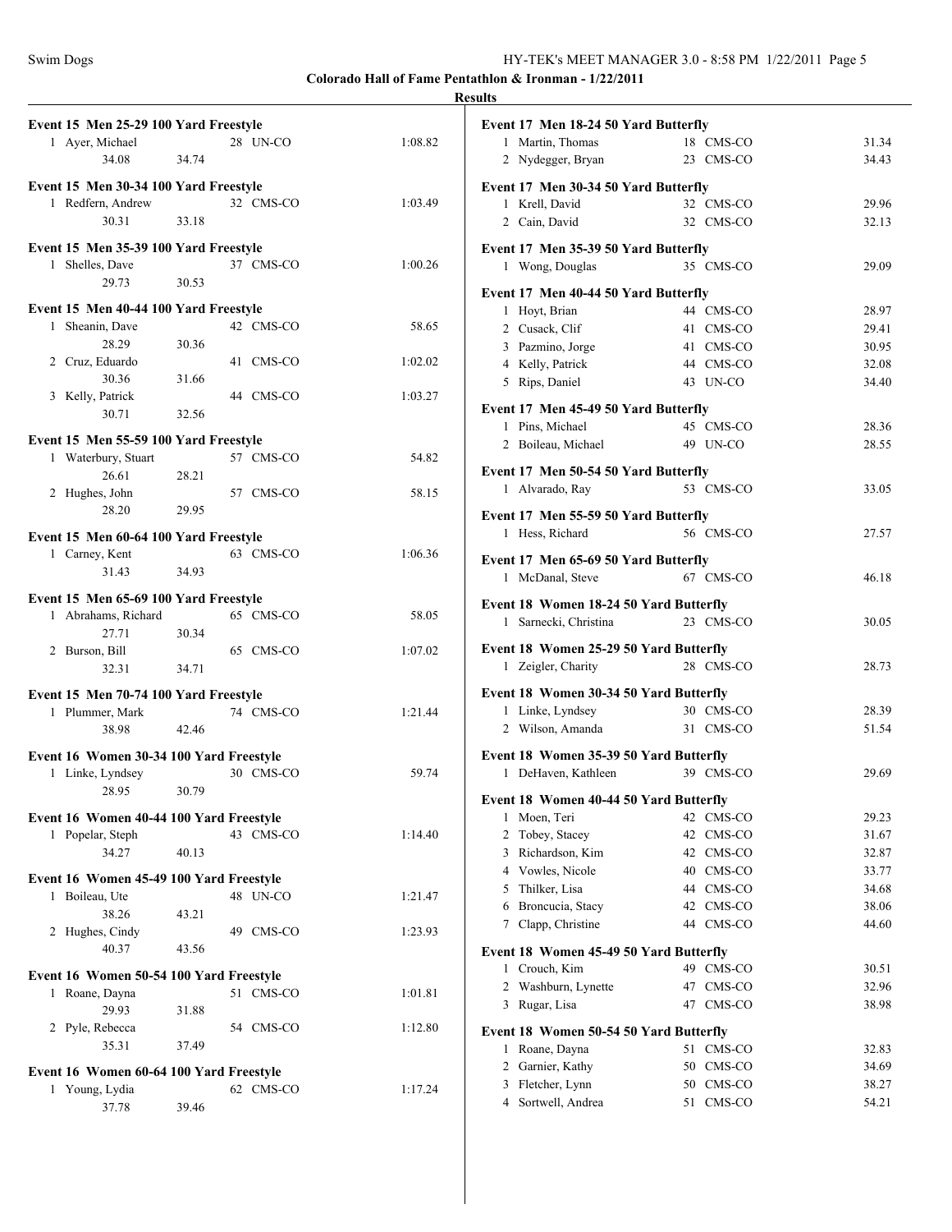**Colorado Hall of Fame Pentathlon & Ironman - 1/22/2011**

**Results**

**Event 15 Men 25-29 100 Yard Freestyle**

| | Name | Age | Team | Time |
|---|---|---|---|---|
| 1 | Ayer, Michael | 28 | UN-CO | 1:08.82 |
| | 34.08 | 34.74 | | |

**Event 15 Men 30-34 100 Yard Freestyle**

| | Name | Age | Team | Time |
|---|---|---|---|---|
| 1 | Redfern, Andrew | 32 | CMS-CO | 1:03.49 |
| | 30.31 | 33.18 | | |

**Event 15 Men 35-39 100 Yard Freestyle**

| | Name | Age | Team | Time |
|---|---|---|---|---|
| 1 | Shelles, Dave | 37 | CMS-CO | 1:00.26 |
| | 29.73 | 30.53 | | |

**Event 15 Men 40-44 100 Yard Freestyle**

| | Name | Age | Team | Time |
|---|---|---|---|---|
| 1 | Sheanin, Dave | 42 | CMS-CO | 58.65 |
| | 28.29 | 30.36 | | |
| 2 | Cruz, Eduardo | 41 | CMS-CO | 1:02.02 |
| | 30.36 | 31.66 | | |
| 3 | Kelly, Patrick | 44 | CMS-CO | 1:03.27 |
| | 30.71 | 32.56 | | |

**Event 15 Men 55-59 100 Yard Freestyle**

| | Name | Age | Team | Time |
|---|---|---|---|---|
| 1 | Waterbury, Stuart | 57 | CMS-CO | 54.82 |
| | 26.61 | 28.21 | | |
| 2 | Hughes, John | 57 | CMS-CO | 58.15 |
| | 28.20 | 29.95 | | |

**Event 15 Men 60-64 100 Yard Freestyle**

| | Name | Age | Team | Time |
|---|---|---|---|---|
| 1 | Carney, Kent | 63 | CMS-CO | 1:06.36 |
| | 31.43 | 34.93 | | |

**Event 15 Men 65-69 100 Yard Freestyle**

| | Name | Age | Team | Time |
|---|---|---|---|---|
| 1 | Abrahams, Richard | 65 | CMS-CO | 58.05 |
| | 27.71 | 30.34 | | |
| 2 | Burson, Bill | 65 | CMS-CO | 1:07.02 |
| | 32.31 | 34.71 | | |

**Event 15 Men 70-74 100 Yard Freestyle**

| | Name | Age | Team | Time |
|---|---|---|---|---|
| 1 | Plummer, Mark | 74 | CMS-CO | 1:21.44 |
| | 38.98 | 42.46 | | |

**Event 16 Women 30-34 100 Yard Freestyle**

| | Name | Age | Team | Time |
|---|---|---|---|---|
| 1 | Linke, Lyndsey | 30 | CMS-CO | 59.74 |
| | 28.95 | 30.79 | | |

**Event 16 Women 40-44 100 Yard Freestyle**

| | Name | Age | Team | Time |
|---|---|---|---|---|
| 1 | Popelar, Steph | 43 | CMS-CO | 1:14.40 |
| | 34.27 | 40.13 | | |

**Event 16 Women 45-49 100 Yard Freestyle**

| | Name | Age | Team | Time |
|---|---|---|---|---|
| 1 | Boileau, Ute | 48 | UN-CO | 1:21.47 |
| | 38.26 | 43.21 | | |
| 2 | Hughes, Cindy | 49 | CMS-CO | 1:23.93 |
| | 40.37 | 43.56 | | |

**Event 16 Women 50-54 100 Yard Freestyle**

| | Name | Age | Team | Time |
|---|---|---|---|---|
| 1 | Roane, Dayna | 51 | CMS-CO | 1:01.81 |
| | 29.93 | 31.88 | | |
| 2 | Pyle, Rebecca | 54 | CMS-CO | 1:12.80 |
| | 35.31 | 37.49 | | |

**Event 16 Women 60-64 100 Yard Freestyle**

| | Name | Age | Team | Time |
|---|---|---|---|---|
| 1 | Young, Lydia | 62 | CMS-CO | 1:17.24 |
| | 37.78 | 39.46 | | |

**Event 17 Men 18-24 50 Yard Butterfly**

| | Name | Age | Team | Time |
|---|---|---|---|---|
| 1 | Martin, Thomas | 18 | CMS-CO | 31.34 |
| 2 | Nydegger, Bryan | 23 | CMS-CO | 34.43 |

**Event 17 Men 30-34 50 Yard Butterfly**

| | Name | Age | Team | Time |
|---|---|---|---|---|
| 1 | Krell, David | 32 | CMS-CO | 29.96 |
| 2 | Cain, David | 32 | CMS-CO | 32.13 |

**Event 17 Men 35-39 50 Yard Butterfly**

| | Name | Age | Team | Time |
|---|---|---|---|---|
| 1 | Wong, Douglas | 35 | CMS-CO | 29.09 |

**Event 17 Men 40-44 50 Yard Butterfly**

| | Name | Age | Team | Time |
|---|---|---|---|---|
| 1 | Hoyt, Brian | 44 | CMS-CO | 28.97 |
| 2 | Cusack, Clif | 41 | CMS-CO | 29.41 |
| 3 | Pazmino, Jorge | 41 | CMS-CO | 30.95 |
| 4 | Kelly, Patrick | 44 | CMS-CO | 32.08 |
| 5 | Rips, Daniel | 43 | UN-CO | 34.40 |

**Event 17 Men 45-49 50 Yard Butterfly**

| | Name | Age | Team | Time |
|---|---|---|---|---|
| 1 | Pins, Michael | 45 | CMS-CO | 28.36 |
| 2 | Boileau, Michael | 49 | UN-CO | 28.55 |

**Event 17 Men 50-54 50 Yard Butterfly**

| | Name | Age | Team | Time |
|---|---|---|---|---|
| 1 | Alvarado, Ray | 53 | CMS-CO | 33.05 |

**Event 17 Men 55-59 50 Yard Butterfly**

| | Name | Age | Team | Time |
|---|---|---|---|---|
| 1 | Hess, Richard | 56 | CMS-CO | 27.57 |

**Event 17 Men 65-69 50 Yard Butterfly**

| | Name | Age | Team | Time |
|---|---|---|---|---|
| 1 | McDanal, Steve | 67 | CMS-CO | 46.18 |

**Event 18 Women 18-24 50 Yard Butterfly**

| | Name | Age | Team | Time |
|---|---|---|---|---|
| 1 | Sarnecki, Christina | 23 | CMS-CO | 30.05 |

**Event 18 Women 25-29 50 Yard Butterfly**

| | Name | Age | Team | Time |
|---|---|---|---|---|
| 1 | Zeigler, Charity | 28 | CMS-CO | 28.73 |

**Event 18 Women 30-34 50 Yard Butterfly**

| | Name | Age | Team | Time |
|---|---|---|---|---|
| 1 | Linke, Lyndsey | 30 | CMS-CO | 28.39 |
| 2 | Wilson, Amanda | 31 | CMS-CO | 51.54 |

**Event 18 Women 35-39 50 Yard Butterfly**

| | Name | Age | Team | Time |
|---|---|---|---|---|
| 1 | DeHaven, Kathleen | 39 | CMS-CO | 29.69 |

**Event 18 Women 40-44 50 Yard Butterfly**

| | Name | Age | Team | Time |
|---|---|---|---|---|
| 1 | Moen, Teri | 42 | CMS-CO | 29.23 |
| 2 | Tobey, Stacey | 42 | CMS-CO | 31.67 |
| 3 | Richardson, Kim | 42 | CMS-CO | 32.87 |
| 4 | Vowles, Nicole | 40 | CMS-CO | 33.77 |
| 5 | Thilker, Lisa | 44 | CMS-CO | 34.68 |
| 6 | Broncucia, Stacy | 42 | CMS-CO | 38.06 |
| 7 | Clapp, Christine | 44 | CMS-CO | 44.60 |

**Event 18 Women 45-49 50 Yard Butterfly**

| | Name | Age | Team | Time |
|---|---|---|---|---|
| 1 | Crouch, Kim | 49 | CMS-CO | 30.51 |
| 2 | Washburn, Lynette | 47 | CMS-CO | 32.96 |
| 3 | Rugar, Lisa | 47 | CMS-CO | 38.98 |

**Event 18 Women 50-54 50 Yard Butterfly**

| | Name | Age | Team | Time |
|---|---|---|---|---|
| 1 | Roane, Dayna | 51 | CMS-CO | 32.83 |
| 2 | Garnier, Kathy | 50 | CMS-CO | 34.69 |
| 3 | Fletcher, Lynn | 50 | CMS-CO | 38.27 |
| 4 | Sortwell, Andrea | 51 | CMS-CO | 54.21 |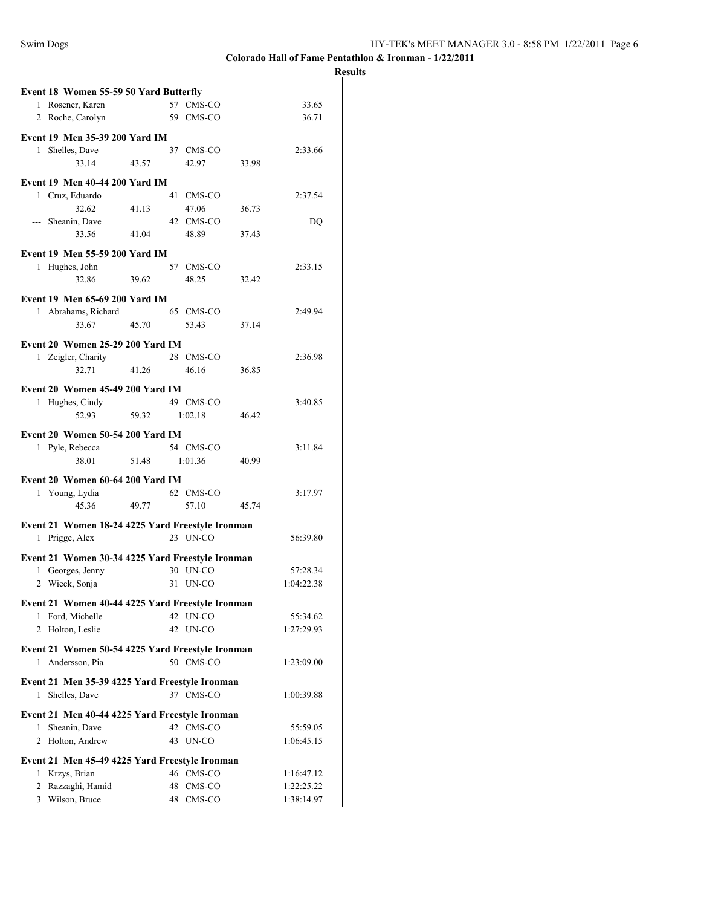**Colorado Hall of Fame Pentathlon & Ironman - 1/22/2011**

**Results**

**Event 18 Women 55-59 50 Yard Butterfly**

| | | | | |
|---|---|---|---|---|
| 1 | Rosener, Karen | 57 | CMS-CO | 33.65 |
| 2 | Roche, Carolyn | 59 | CMS-CO | 36.71 |

**Event 19 Men 35-39 200 Yard IM**

| | | | | |
|---|---|---|---|---|
| 1 | Shelles, Dave | 37 | CMS-CO | 2:33.66 |
| | 33.14 43.57 | 42.97 | 33.98 | |

**Event 19 Men 40-44 200 Yard IM**

| | | | | |
|---|---|---|---|---|
| 1 | Cruz, Eduardo | 41 | CMS-CO | 2:37.54 |
| | 32.62 41.13 | 47.06 | 36.73 | |
| --- | Sheanin, Dave | 42 | CMS-CO | DQ |
| | 33.56 41.04 | 48.89 | 37.43 | |

**Event 19 Men 55-59 200 Yard IM**

| | | | | |
|---|---|---|---|---|
| 1 | Hughes, John | 57 | CMS-CO | 2:33.15 |
| | 32.86 39.62 | 48.25 | 32.42 | |

**Event 19 Men 65-69 200 Yard IM**

| | | | | |
|---|---|---|---|---|
| 1 | Abrahams, Richard | 65 | CMS-CO | 2:49.94 |
| | 33.67 45.70 | 53.43 | 37.14 | |

**Event 20 Women 25-29 200 Yard IM**

| | | | | |
|---|---|---|---|---|
| 1 | Zeigler, Charity | 28 | CMS-CO | 2:36.98 |
| | 32.71 41.26 | 46.16 | 36.85 | |

**Event 20 Women 45-49 200 Yard IM**

| | | | | |
|---|---|---|---|---|
| 1 | Hughes, Cindy | 49 | CMS-CO | 3:40.85 |
| | 52.93 59.32 | 1:02.18 | 46.42 | |

**Event 20 Women 50-54 200 Yard IM**

| | | | | |
|---|---|---|---|---|
| 1 | Pyle, Rebecca | 54 | CMS-CO | 3:11.84 |
| | 38.01 51.48 | 1:01.36 | 40.99 | |

**Event 20 Women 60-64 200 Yard IM**

| | | | | |
|---|---|---|---|---|
| 1 | Young, Lydia | 62 | CMS-CO | 3:17.97 |
| | 45.36 49.77 | 57.10 | 45.74 | |

**Event 21 Women 18-24 4225 Yard Freestyle Ironman**

| | | | | |
|---|---|---|---|---|
| 1 | Prigge, Alex | 23 | UN-CO | 56:39.80 |

**Event 21 Women 30-34 4225 Yard Freestyle Ironman**

| | | | | |
|---|---|---|---|---|
| 1 | Georges, Jenny | 30 | UN-CO | 57:28.34 |
| 2 | Wieck, Sonja | 31 | UN-CO | 1:04:22.38 |

**Event 21 Women 40-44 4225 Yard Freestyle Ironman**

| | | | | |
|---|---|---|---|---|
| 1 | Ford, Michelle | 42 | UN-CO | 55:34.62 |
| 2 | Holton, Leslie | 42 | UN-CO | 1:27:29.93 |

**Event 21 Women 50-54 4225 Yard Freestyle Ironman**

| | | | | |
|---|---|---|---|---|
| 1 | Andersson, Pia | 50 | CMS-CO | 1:23:09.00 |

**Event 21 Men 35-39 4225 Yard Freestyle Ironman**

| | | | | |
|---|---|---|---|---|
| 1 | Shelles, Dave | 37 | CMS-CO | 1:00:39.88 |

**Event 21 Men 40-44 4225 Yard Freestyle Ironman**

| | | | | |
|---|---|---|---|---|
| 1 | Sheanin, Dave | 42 | CMS-CO | 55:59.05 |
| 2 | Holton, Andrew | 43 | UN-CO | 1:06:45.15 |

**Event 21 Men 45-49 4225 Yard Freestyle Ironman**

| | | | | |
|---|---|---|---|---|
| 1 | Krzys, Brian | 46 | CMS-CO | 1:16:47.12 |
| 2 | Razzaghi, Hamid | 48 | CMS-CO | 1:22:25.22 |
| 3 | Wilson, Bruce | 48 | CMS-CO | 1:38:14.97 |